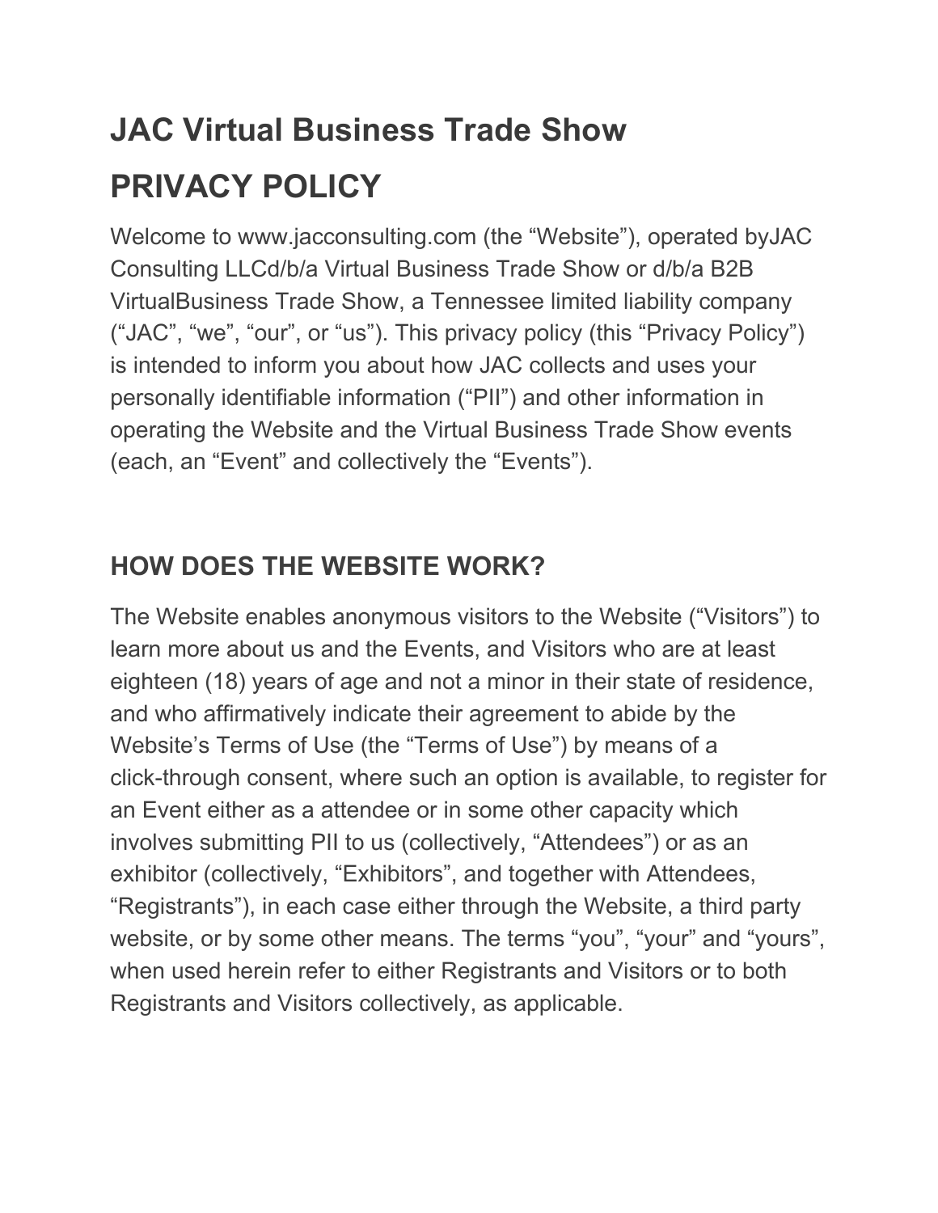# JAC Virtual Business Trade Show

# PRIVACY POLICY

Welcome to www.jacconsulting.com (the "Website"), operated byJAC Consulting LLCd/b/a Virtual Business Trade Show or d/b/a B2B VirtualBusiness Trade Show, a Tennessee limited liability company ("JAC", "we", "our", or "us"). This privacy policy (this "Privacy Policy") is intended to inform you about how JAC collects and uses your personally identifiable information ("PII") and other information in operating the Website and the Virtual Business Trade Show events (each, an "Event" and collectively the "Events").

## HOW DOES THE WEBSITE WORK?

The Website enables anonymous visitors to the Website ("Visitors") to learn more about us and the Events, and Visitors who are at least eighteen (18) years of age and not a minor in their state of residence, and who affirmatively indicate their agreement to abide by the Website's Terms of Use (the "Terms of Use") by means of a click-through consent, where such an option is available, to register for an Event either as a attendee or in some other capacity which involves submitting PII to us (collectively, "Attendees") or as an exhibitor (collectively, "Exhibitors", and together with Attendees, "Registrants"), in each case either through the Website, a third party website, or by some other means. The terms "you", "your" and "yours", when used herein refer to either Registrants and Visitors or to both Registrants and Visitors collectively, as applicable.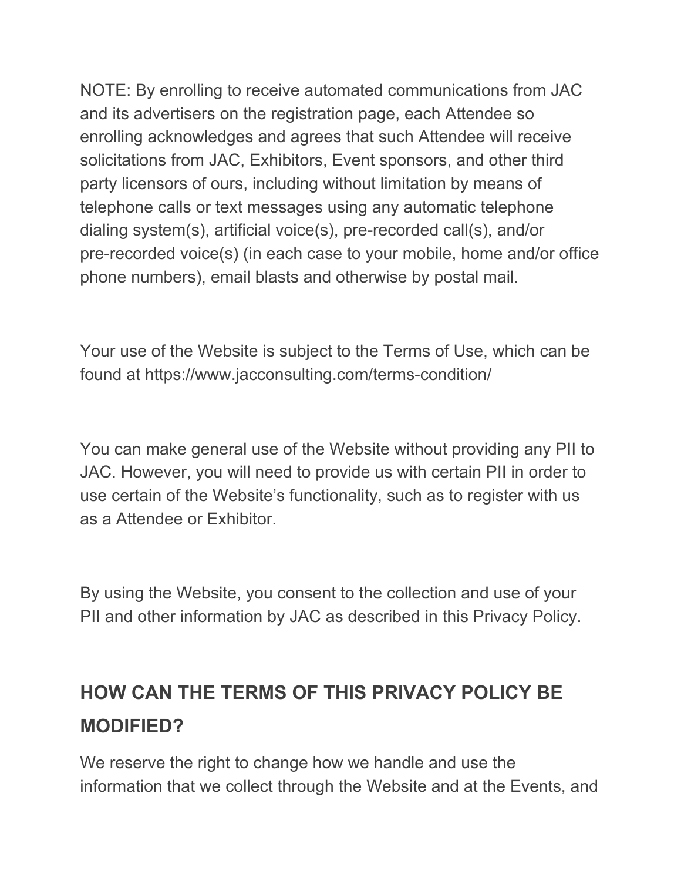NOTE: By enrolling to receive automated communications from JAC and its advertisers on the registration page, each Attendee so enrolling acknowledges and agrees that such Attendee will receive solicitations from JAC, Exhibitors, Event sponsors, and other third party licensors of ours, including without limitation by means of telephone calls or text messages using any automatic telephone dialing system(s), artificial voice(s), pre-recorded call(s), and/or pre-recorded voice(s) (in each case to your mobile, home and/or office phone numbers), email blasts and otherwise by postal mail.

Your use of the Website is subject to the Terms of Use, which can be found at https://www.jacconsulting.com/terms-condition/

You can make general use of the Website without providing any PII to JAC. However, you will need to provide us with certain PII in order to use certain of the Website's functionality, such as to register with us as a Attendee or Exhibitor.

By using the Website, you consent to the collection and use of your PII and other information by JAC as described in this Privacy Policy.

## HOW CAN THE TERMS OF THIS PRIVACY POLICY BE MODIFIED?

We reserve the right to change how we handle and use the information that we collect through the Website and at the Events, and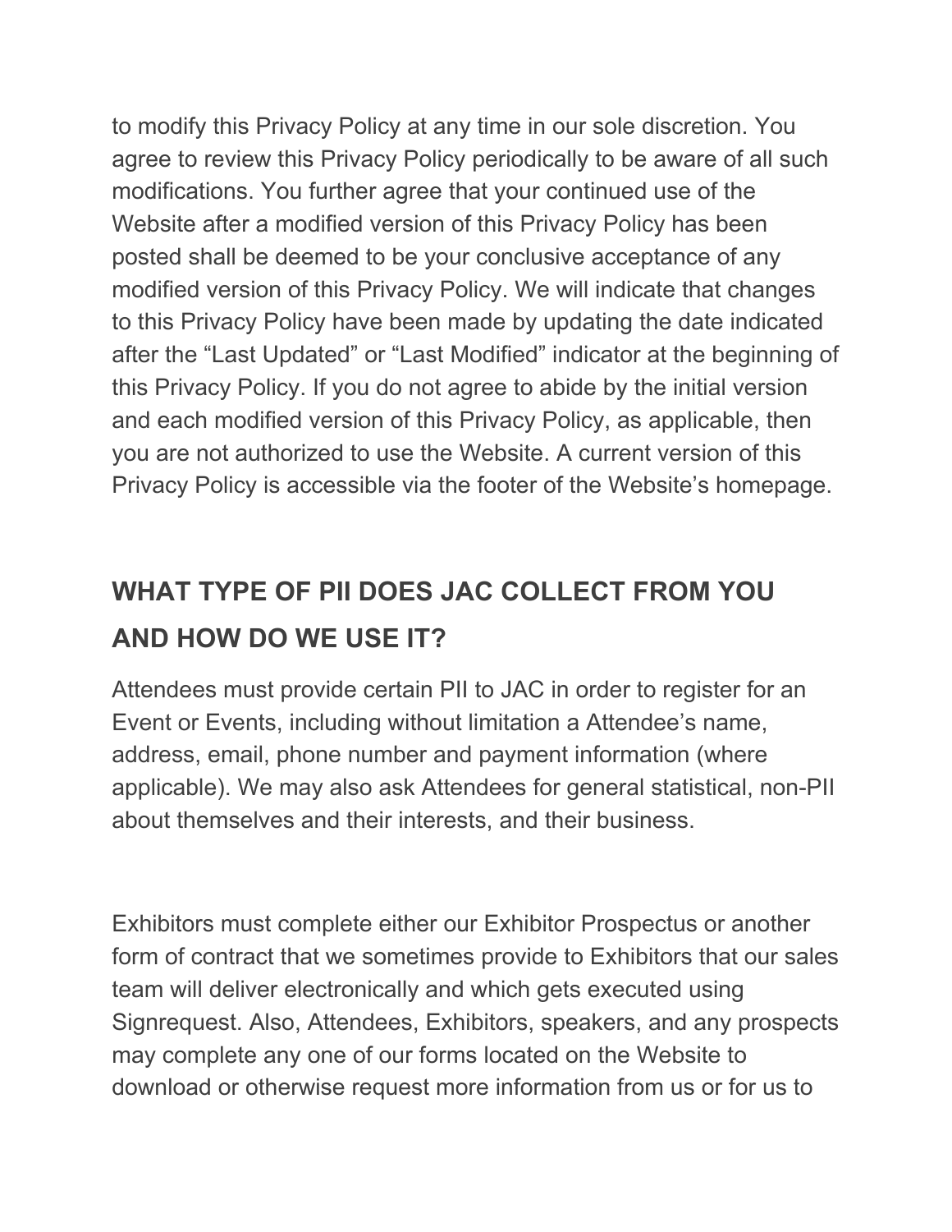to modify this Privacy Policy at any time in our sole discretion. You agree to review this Privacy Policy periodically to be aware of all such modifications. You further agree that your continued use of the Website after a modified version of this Privacy Policy has been posted shall be deemed to be your conclusive acceptance of any modified version of this Privacy Policy. We will indicate that changes to this Privacy Policy have been made by updating the date indicated after the “Last Updated” or “Last Modified” indicator at the beginning of this Privacy Policy. If you do not agree to abide by the initial version and each modified version of this Privacy Policy, as applicable, then you are not authorized to use the Website. A current version of this Privacy Policy is accessible via the footer of the Website’s homepage.

## WHAT TYPE OF PII DOES JAC COLLECT FROM YOU AND HOW DO WE USE IT?

Attendees must provide certain PII to JAC in order to register for an Event or Events, including without limitation a Attendee’s name, address, email, phone number and payment information (where applicable). We may also ask Attendees for general statistical, non-PII about themselves and their interests, and their business.

Exhibitors must complete either our Exhibitor Prospectus or another form of contract that we sometimes provide to Exhibitors that our sales team will deliver electronically and which gets executed using Signrequest. Also, Attendees, Exhibitors, speakers, and any prospects may complete any one of our forms located on the Website to download or otherwise request more information from us or for us to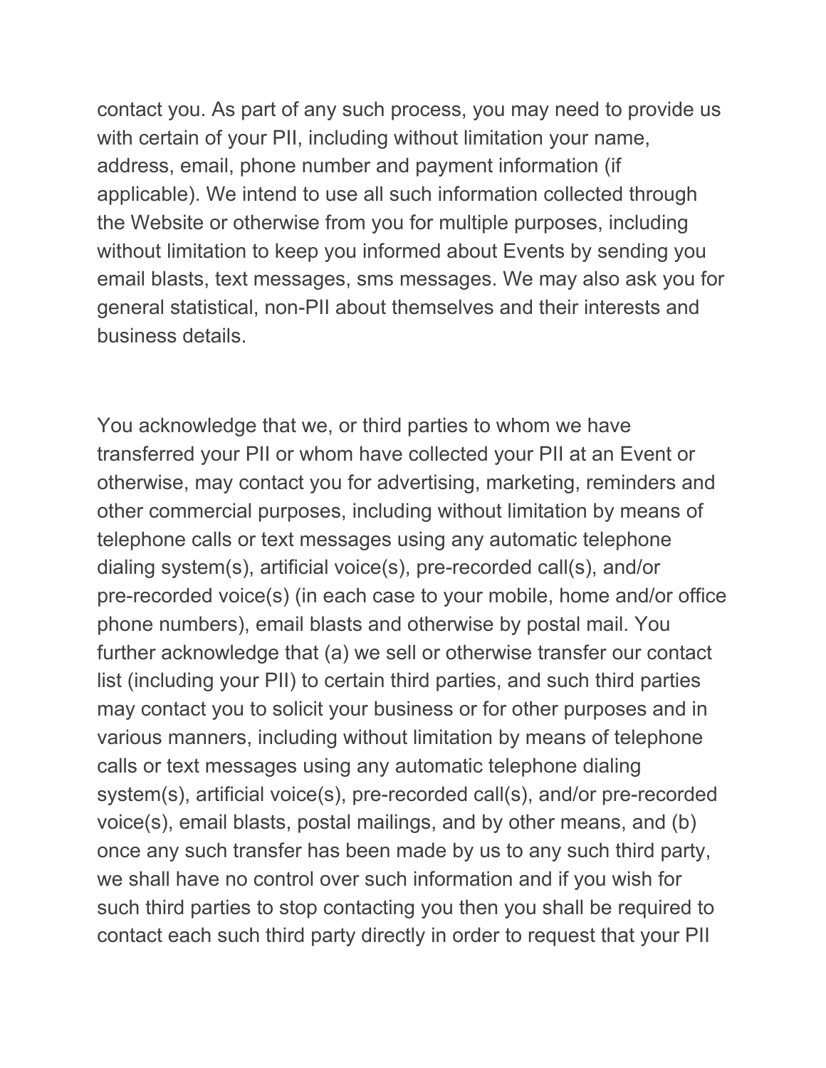contact you. As part of any such process, you may need to provide us with certain of your PII, including without limitation your name, address, email, phone number and payment information (if applicable). We intend to use all such information collected through the Website or otherwise from you for multiple purposes, including without limitation to keep you informed about Events by sending you email blasts, text messages, sms messages. We may also ask you for general statistical, non-PII about themselves and their interests and business details.

You acknowledge that we, or third parties to whom we have transferred your PII or whom have collected your PII at an Event or otherwise, may contact you for advertising, marketing, reminders and other commercial purposes, including without limitation by means of telephone calls or text messages using any automatic telephone dialing system(s), artificial voice(s), pre-recorded call(s), and/or pre-recorded voice(s) (in each case to your mobile, home and/or office phone numbers), email blasts and otherwise by postal mail. You further acknowledge that (a) we sell or otherwise transfer our contact list (including your PII) to certain third parties, and such third parties may contact you to solicit your business or for other purposes and in various manners, including without limitation by means of telephone calls or text messages using any automatic telephone dialing system(s), artificial voice(s), pre-recorded call(s), and/or pre-recorded voice(s), email blasts, postal mailings, and by other means, and (b) once any such transfer has been made by us to any such third party, we shall have no control over such information and if you wish for such third parties to stop contacting you then you shall be required to contact each such third party directly in order to request that your PII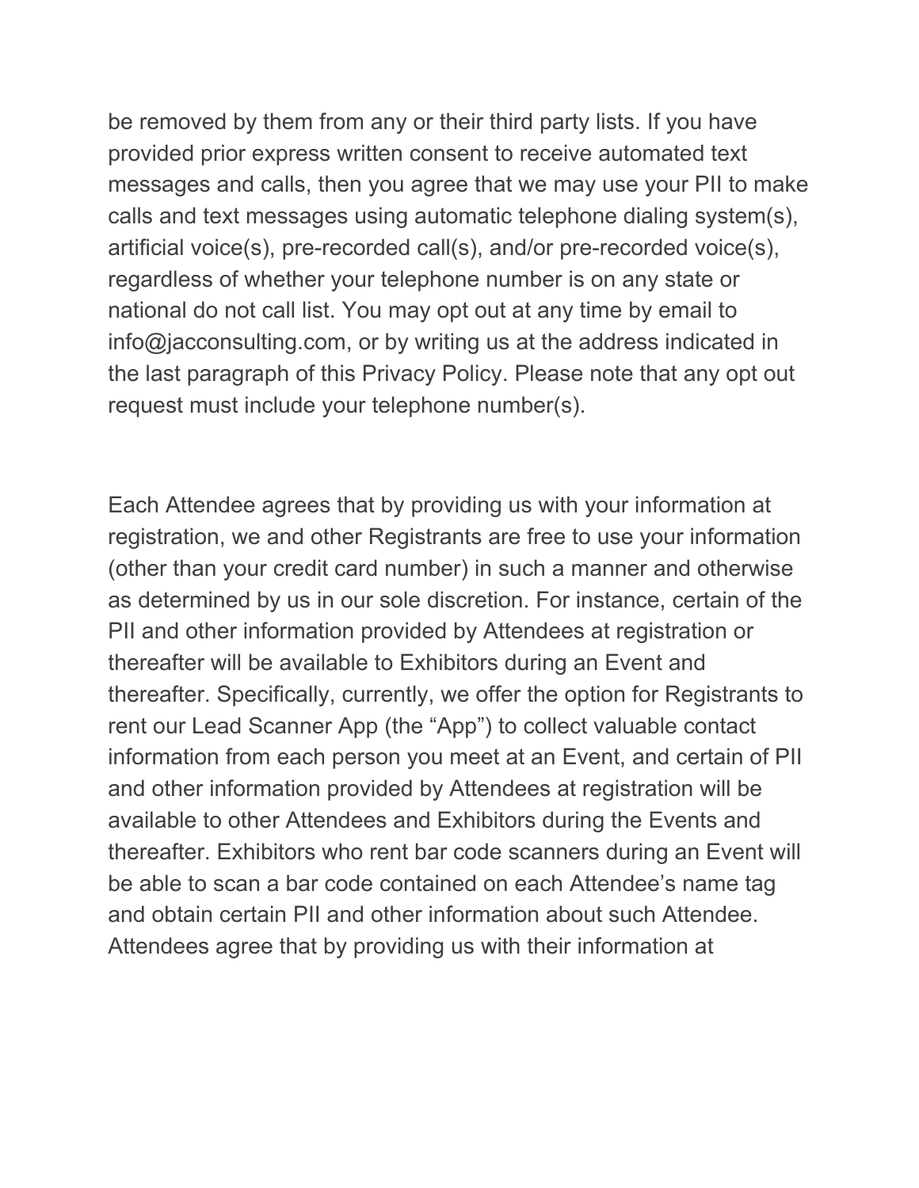be removed by them from any or their third party lists. If you have provided prior express written consent to receive automated text messages and calls, then you agree that we may use your PII to make calls and text messages using automatic telephone dialing system(s), artificial voice(s), pre-recorded call(s), and/or pre-recorded voice(s), regardless of whether your telephone number is on any state or national do not call list. You may opt out at any time by email to info@jacconsulting.com, or by writing us at the address indicated in the last paragraph of this Privacy Policy. Please note that any opt out request must include your telephone number(s).

Each Attendee agrees that by providing us with your information at registration, we and other Registrants are free to use your information (other than your credit card number) in such a manner and otherwise as determined by us in our sole discretion. For instance, certain of the PII and other information provided by Attendees at registration or thereafter will be available to Exhibitors during an Event and thereafter. Specifically, currently, we offer the option for Registrants to rent our Lead Scanner App (the "App") to collect valuable contact information from each person you meet at an Event, and certain of PII and other information provided by Attendees at registration will be available to other Attendees and Exhibitors during the Events and thereafter. Exhibitors who rent bar code scanners during an Event will be able to scan a bar code contained on each Attendee's name tag and obtain certain PII and other information about such Attendee. Attendees agree that by providing us with their information at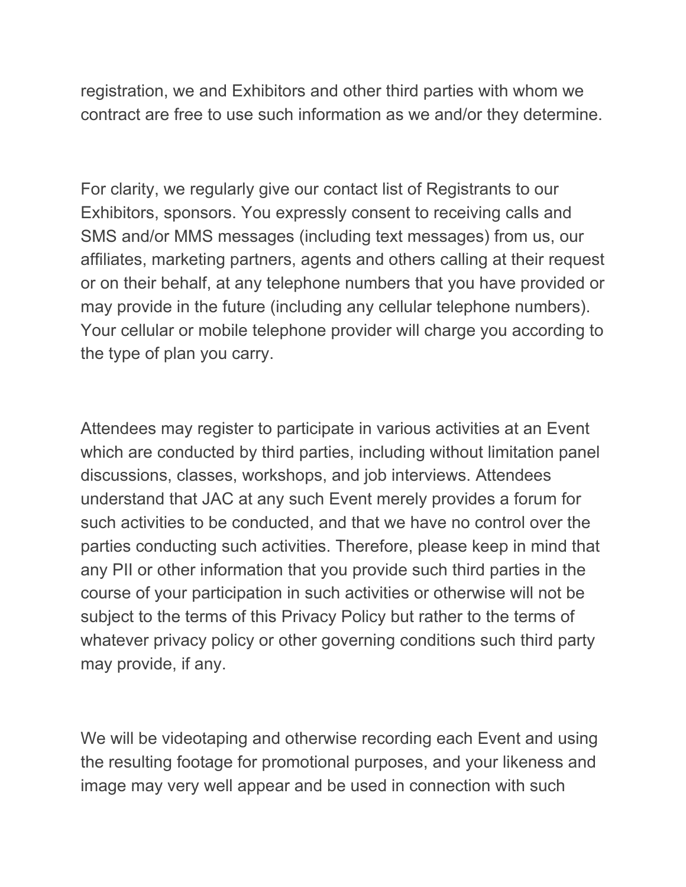registration, we and Exhibitors and other third parties with whom we contract are free to use such information as we and/or they determine.

For clarity, we regularly give our contact list of Registrants to our Exhibitors, sponsors. You expressly consent to receiving calls and SMS and/or MMS messages (including text messages) from us, our affiliates, marketing partners, agents and others calling at their request or on their behalf, at any telephone numbers that you have provided or may provide in the future (including any cellular telephone numbers). Your cellular or mobile telephone provider will charge you according to the type of plan you carry.

Attendees may register to participate in various activities at an Event which are conducted by third parties, including without limitation panel discussions, classes, workshops, and job interviews. Attendees understand that JAC at any such Event merely provides a forum for such activities to be conducted, and that we have no control over the parties conducting such activities. Therefore, please keep in mind that any PII or other information that you provide such third parties in the course of your participation in such activities or otherwise will not be subject to the terms of this Privacy Policy but rather to the terms of whatever privacy policy or other governing conditions such third party may provide, if any.

We will be videotaping and otherwise recording each Event and using the resulting footage for promotional purposes, and your likeness and image may very well appear and be used in connection with such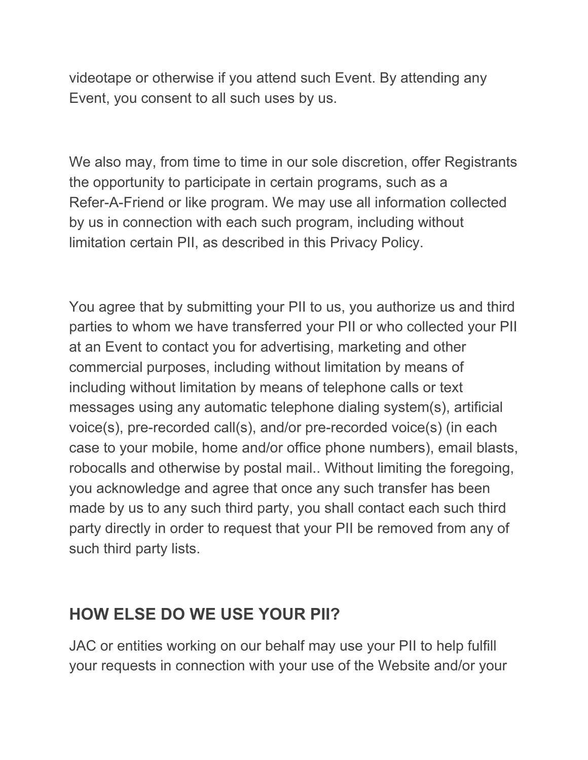videotape or otherwise if you attend such Event. By attending any Event, you consent to all such uses by us.

We also may, from time to time in our sole discretion, offer Registrants the opportunity to participate in certain programs, such as a Refer-A-Friend or like program. We may use all information collected by us in connection with each such program, including without limitation certain PII, as described in this Privacy Policy.

You agree that by submitting your PII to us, you authorize us and third parties to whom we have transferred your PII or who collected your PII at an Event to contact you for advertising, marketing and other commercial purposes, including without limitation by means of including without limitation by means of telephone calls or text messages using any automatic telephone dialing system(s), artificial voice(s), pre-recorded call(s), and/or pre-recorded voice(s) (in each case to your mobile, home and/or office phone numbers), email blasts, robocalls and otherwise by postal mail.. Without limiting the foregoing, you acknowledge and agree that once any such transfer has been made by us to any such third party, you shall contact each such third party directly in order to request that your PII be removed from any of such third party lists.

## HOW ELSE DO WE USE YOUR PII?

JAC or entities working on our behalf may use your PII to help fulfill your requests in connection with your use of the Website and/or your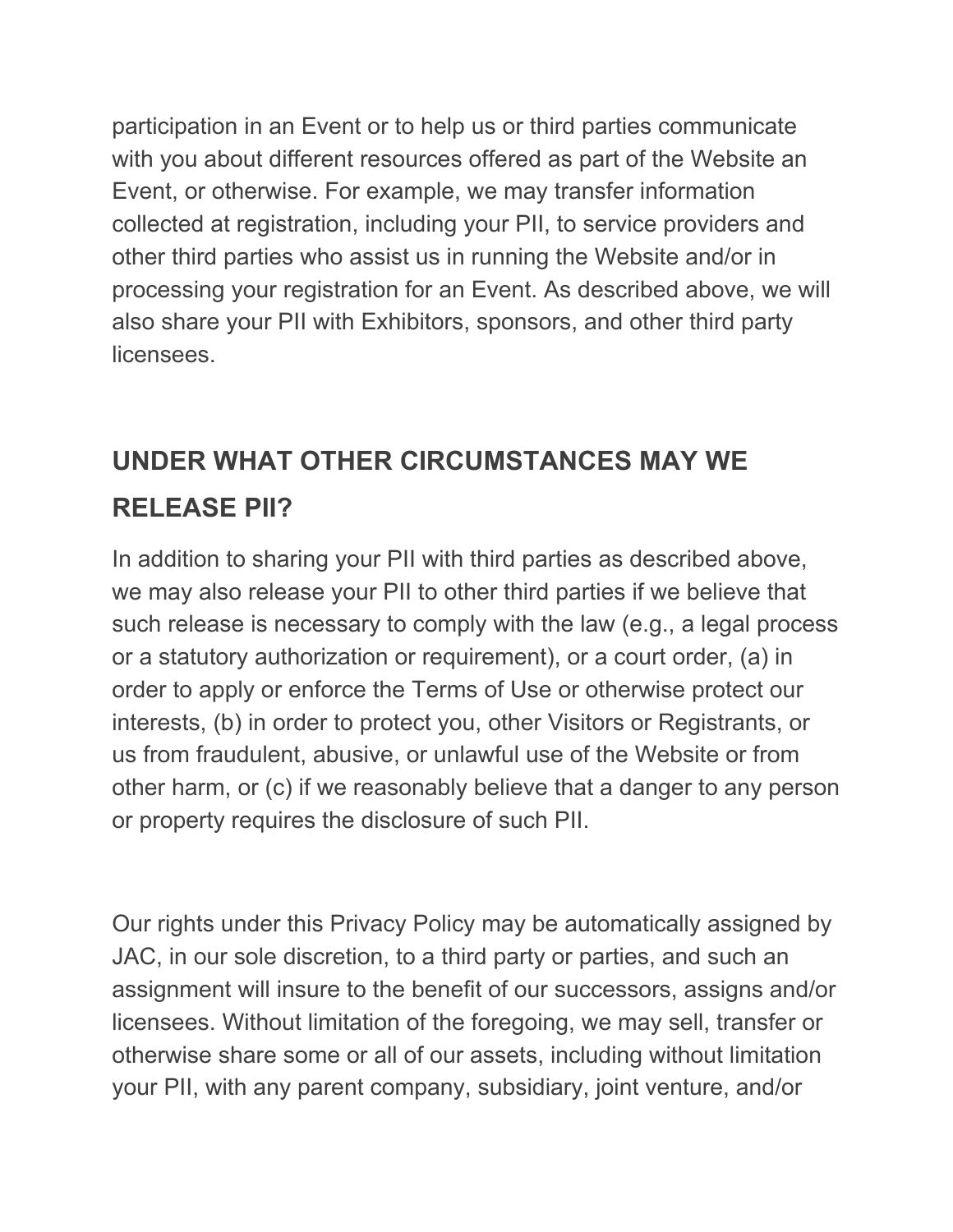participation in an Event or to help us or third parties communicate with you about different resources offered as part of the Website an Event, or otherwise. For example, we may transfer information collected at registration, including your PII, to service providers and other third parties who assist us in running the Website and/or in processing your registration for an Event. As described above, we will also share your PII with Exhibitors, sponsors, and other third party licensees.

## UNDER WHAT OTHER CIRCUMSTANCES MAY WE RELEASE PII?

In addition to sharing your PII with third parties as described above, we may also release your PII to other third parties if we believe that such release is necessary to comply with the law (e.g., a legal process or a statutory authorization or requirement), or a court order, (a) in order to apply or enforce the Terms of Use or otherwise protect our interests, (b) in order to protect you, other Visitors or Registrants, or us from fraudulent, abusive, or unlawful use of the Website or from other harm, or (c) if we reasonably believe that a danger to any person or property requires the disclosure of such PII.

Our rights under this Privacy Policy may be automatically assigned by JAC, in our sole discretion, to a third party or parties, and such an assignment will insure to the benefit of our successors, assigns and/or licensees. Without limitation of the foregoing, we may sell, transfer or otherwise share some or all of our assets, including without limitation your PII, with any parent company, subsidiary, joint venture, and/or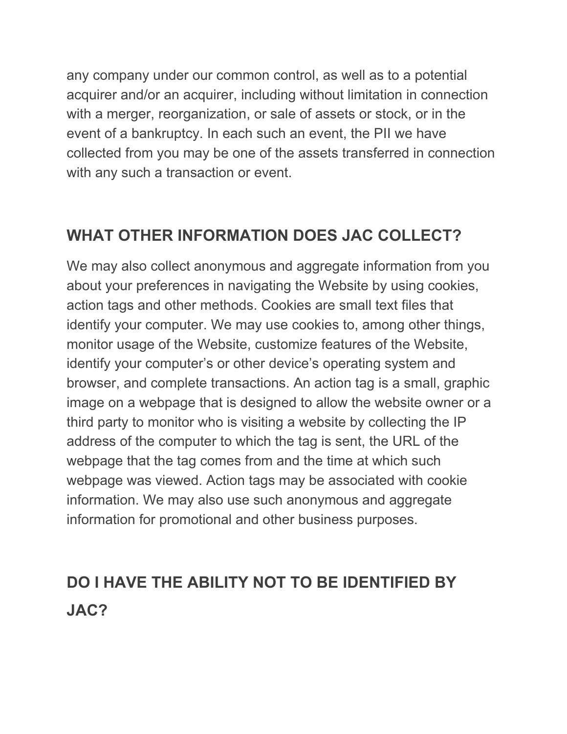any company under our common control, as well as to a potential acquirer and/or an acquirer, including without limitation in connection with a merger, reorganization, or sale of assets or stock, or in the event of a bankruptcy. In each such an event, the PII we have collected from you may be one of the assets transferred in connection with any such a transaction or event.

## WHAT OTHER INFORMATION DOES JAC COLLECT?

We may also collect anonymous and aggregate information from you about your preferences in navigating the Website by using cookies, action tags and other methods. Cookies are small text files that identify your computer. We may use cookies to, among other things, monitor usage of the Website, customize features of the Website, identify your computer's or other device's operating system and browser, and complete transactions. An action tag is a small, graphic image on a webpage that is designed to allow the website owner or a third party to monitor who is visiting a website by collecting the IP address of the computer to which the tag is sent, the URL of the webpage that the tag comes from and the time at which such webpage was viewed. Action tags may be associated with cookie information. We may also use such anonymous and aggregate information for promotional and other business purposes.

## DO I HAVE THE ABILITY NOT TO BE IDENTIFIED BY JAC?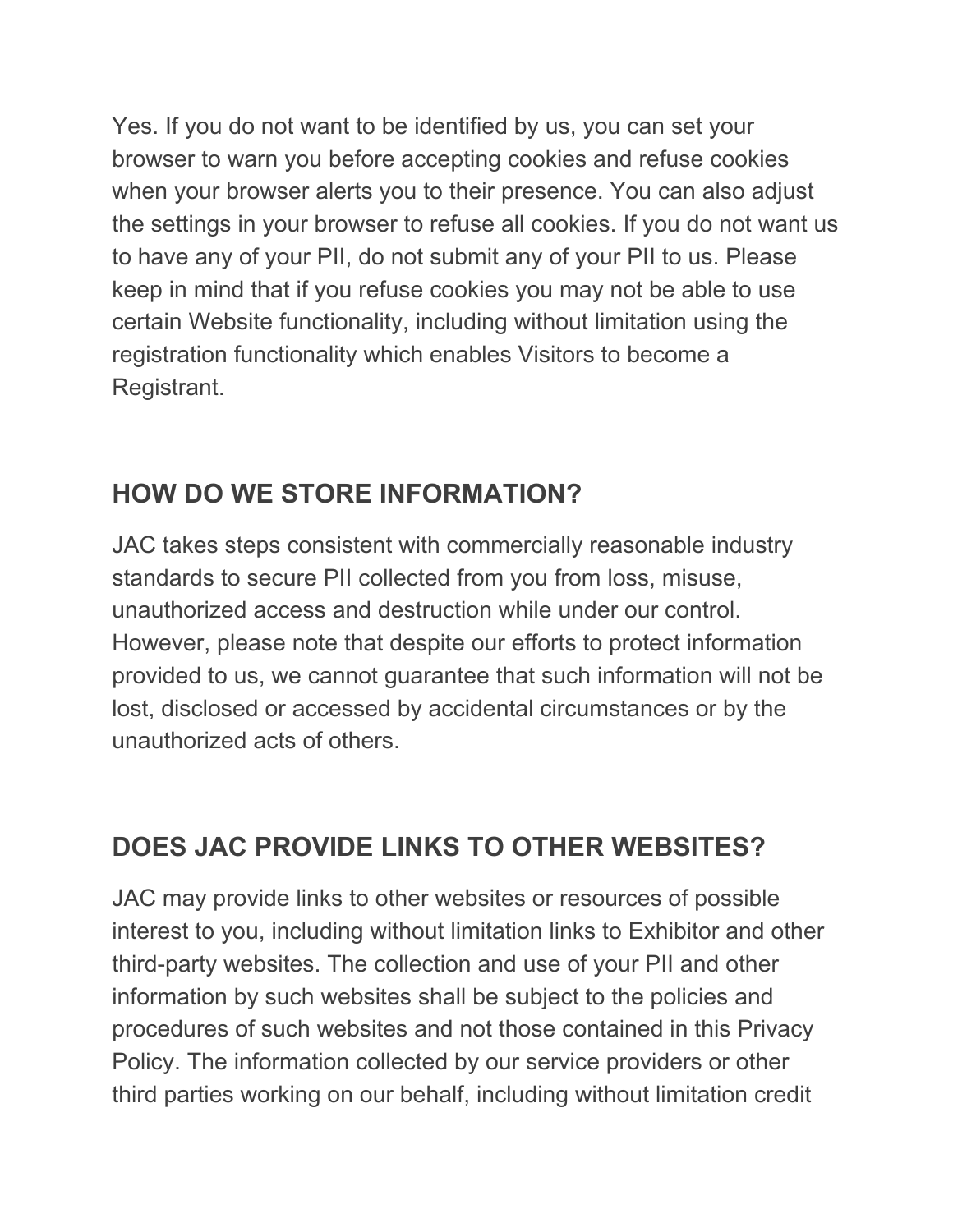Yes. If you do not want to be identified by us, you can set your browser to warn you before accepting cookies and refuse cookies when your browser alerts you to their presence. You can also adjust the settings in your browser to refuse all cookies. If you do not want us to have any of your PII, do not submit any of your PII to us. Please keep in mind that if you refuse cookies you may not be able to use certain Website functionality, including without limitation using the registration functionality which enables Visitors to become a Registrant.

## HOW DO WE STORE INFORMATION?

JAC takes steps consistent with commercially reasonable industry standards to secure PII collected from you from loss, misuse, unauthorized access and destruction while under our control. However, please note that despite our efforts to protect information provided to us, we cannot guarantee that such information will not be lost, disclosed or accessed by accidental circumstances or by the unauthorized acts of others.

## DOES JAC PROVIDE LINKS TO OTHER WEBSITES?

JAC may provide links to other websites or resources of possible interest to you, including without limitation links to Exhibitor and other third-party websites. The collection and use of your PII and other information by such websites shall be subject to the policies and procedures of such websites and not those contained in this Privacy Policy. The information collected by our service providers or other third parties working on our behalf, including without limitation credit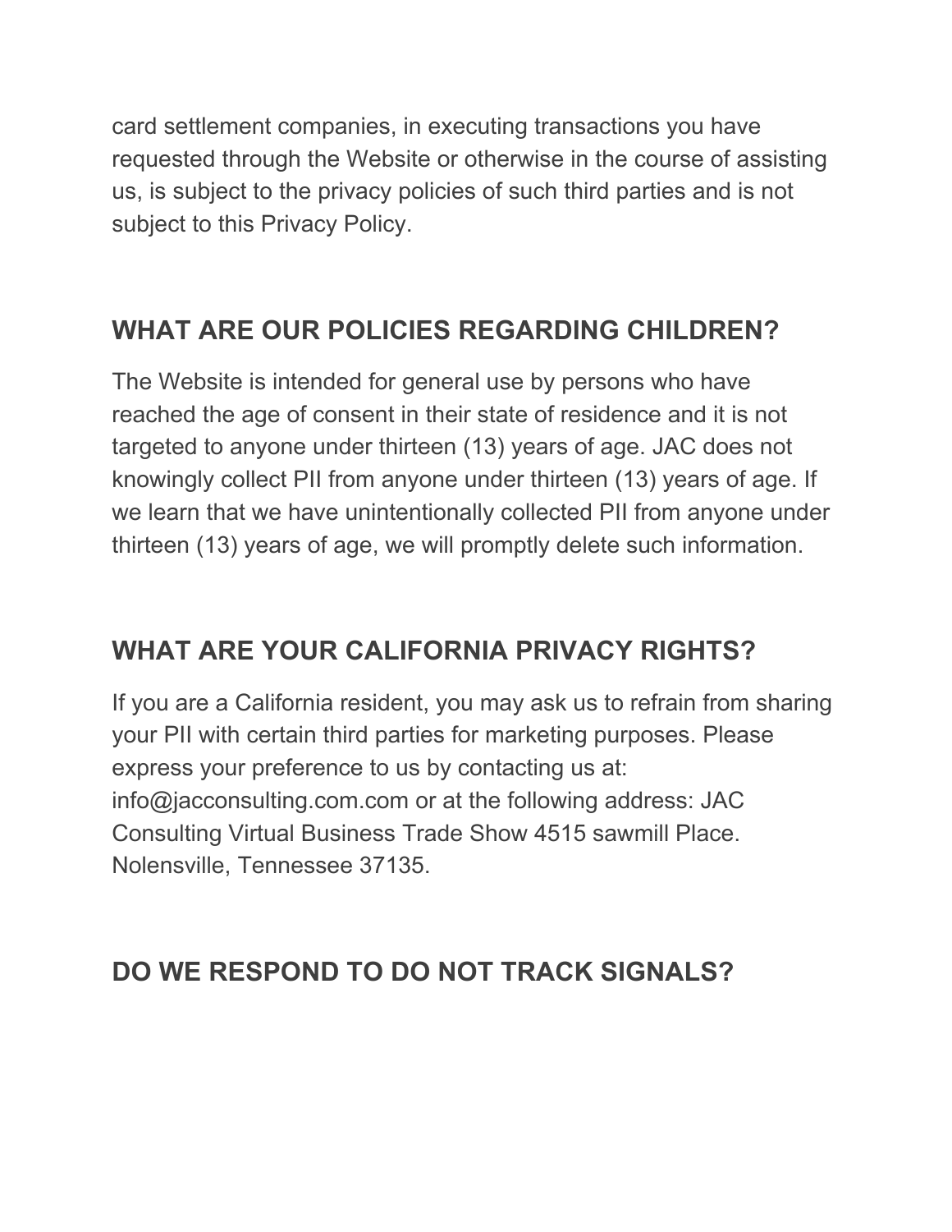card settlement companies, in executing transactions you have requested through the Website or otherwise in the course of assisting us, is subject to the privacy policies of such third parties and is not subject to this Privacy Policy.

## WHAT ARE OUR POLICIES REGARDING CHILDREN?

The Website is intended for general use by persons who have reached the age of consent in their state of residence and it is not targeted to anyone under thirteen (13) years of age. JAC does not knowingly collect PII from anyone under thirteen (13) years of age. If we learn that we have unintentionally collected PII from anyone under thirteen (13) years of age, we will promptly delete such information.

## WHAT ARE YOUR CALIFORNIA PRIVACY RIGHTS?

If you are a California resident, you may ask us to refrain from sharing your PII with certain third parties for marketing purposes. Please express your preference to us by contacting us at: info@jacconsulting.com.com or at the following address: JAC Consulting Virtual Business Trade Show 4515 sawmill Place. Nolensville, Tennessee 37135.

## DO WE RESPOND TO DO NOT TRACK SIGNALS?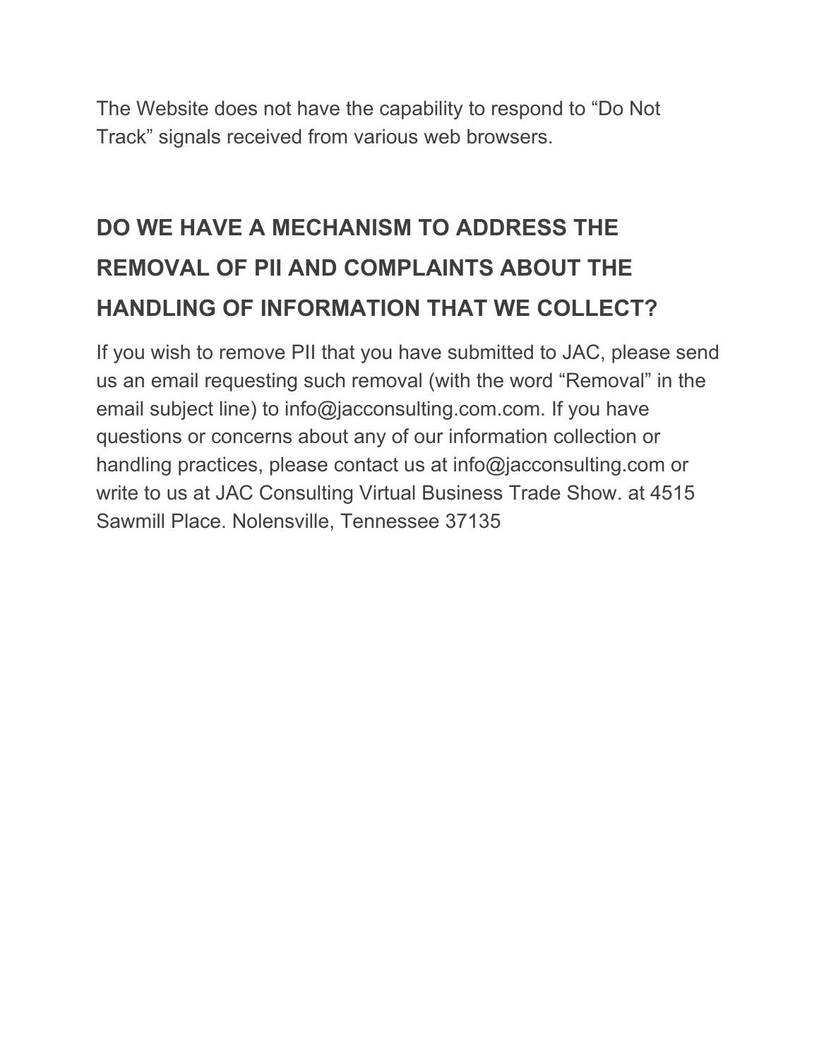The Website does not have the capability to respond to “Do Not Track” signals received from various web browsers.

## DO WE HAVE A MECHANISM TO ADDRESS THE REMOVAL OF PII AND COMPLAINTS ABOUT THE HANDLING OF INFORMATION THAT WE COLLECT?

If you wish to remove PII that you have submitted to JAC, please send us an email requesting such removal (with the word “Removal” in the email subject line) to info@jacconsulting.com.com. If you have questions or concerns about any of our information collection or handling practices, please contact us at info@jacconsulting.com or write to us at JAC Consulting Virtual Business Trade Show. at 4515 Sawmill Place. Nolensville, Tennessee 37135